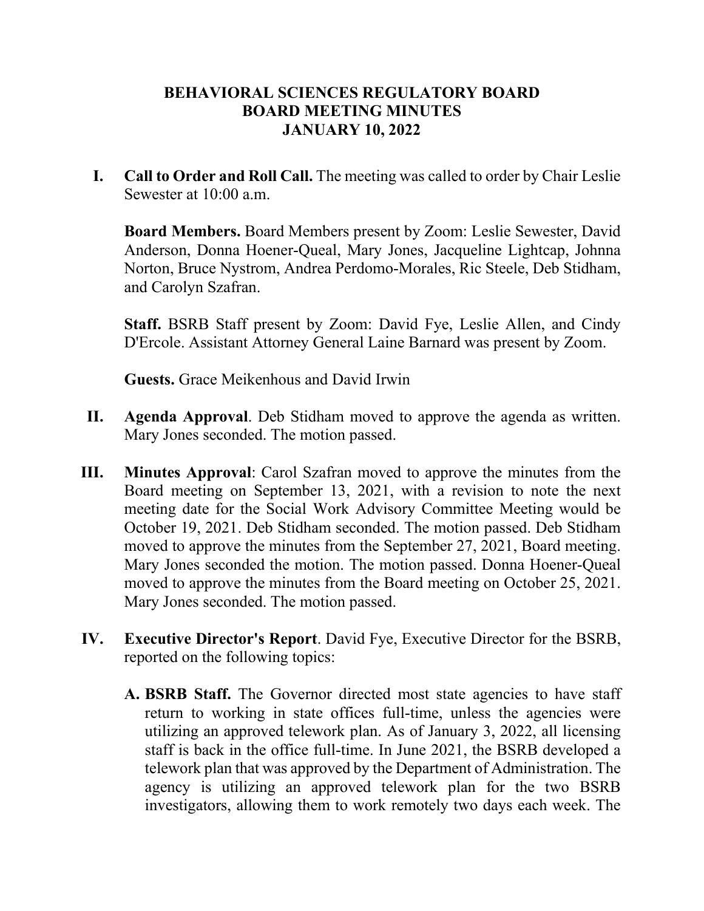# BEHAVIORAL SCIENCES REGULATORY BOARD
# BOARD MEETING MINUTES
# JANUARY 10, 2022

**I. Call to Order and Roll Call.** The meeting was called to order by Chair Leslie Sewester at 10:00 a.m.

**Board Members.** Board Members present by Zoom: Leslie Sewester, David Anderson, Donna Hoener-Queal, Mary Jones, Jacqueline Lightcap, Johnna Norton, Bruce Nystrom, Andrea Perdomo-Morales, Ric Steele, Deb Stidham, and Carolyn Szafran.

**Staff.** BSRB Staff present by Zoom: David Fye, Leslie Allen, and Cindy D'Ercole. Assistant Attorney General Laine Barnard was present by Zoom.

**Guests.** Grace Meikenhous and David Irwin

**II. Agenda Approval**. Deb Stidham moved to approve the agenda as written. Mary Jones seconded. The motion passed.

**III. Minutes Approval**: Carol Szafran moved to approve the minutes from the Board meeting on September 13, 2021, with a revision to note the next meeting date for the Social Work Advisory Committee Meeting would be October 19, 2021. Deb Stidham seconded. The motion passed. Deb Stidham moved to approve the minutes from the September 27, 2021, Board meeting. Mary Jones seconded the motion. The motion passed. Donna Hoener-Queal moved to approve the minutes from the Board meeting on October 25, 2021. Mary Jones seconded. The motion passed.

**IV. Executive Director's Report**. David Fye, Executive Director for the BSRB, reported on the following topics:

**A. BSRB Staff.** The Governor directed most state agencies to have staff return to working in state offices full-time, unless the agencies were utilizing an approved telework plan. As of January 3, 2022, all licensing staff is back in the office full-time. In June 2021, the BSRB developed a telework plan that was approved by the Department of Administration. The agency is utilizing an approved telework plan for the two BSRB investigators, allowing them to work remotely two days each week. The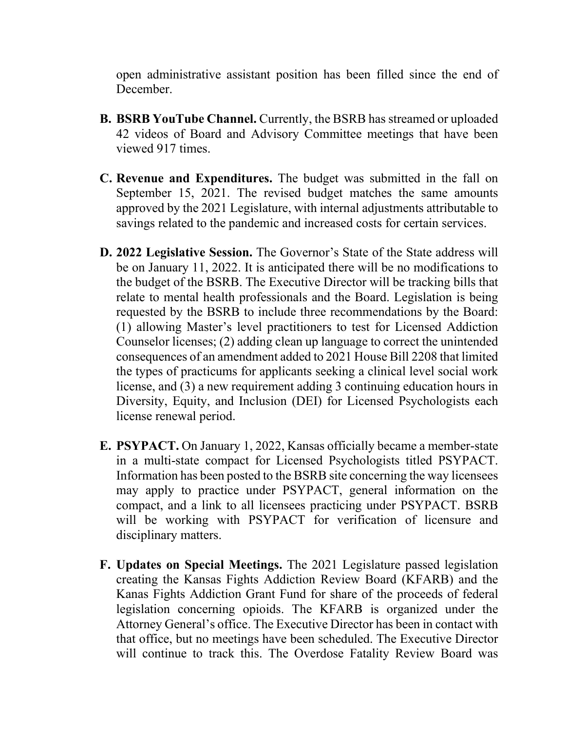open administrative assistant position has been filled since the end of December.

**B. BSRB YouTube Channel.** Currently, the BSRB has streamed or uploaded 42 videos of Board and Advisory Committee meetings that have been viewed 917 times.

**C. Revenue and Expenditures.** The budget was submitted in the fall on September 15, 2021. The revised budget matches the same amounts approved by the 2021 Legislature, with internal adjustments attributable to savings related to the pandemic and increased costs for certain services.

**D. 2022 Legislative Session.** The Governor's State of the State address will be on January 11, 2022. It is anticipated there will be no modifications to the budget of the BSRB. The Executive Director will be tracking bills that relate to mental health professionals and the Board. Legislation is being requested by the BSRB to include three recommendations by the Board: (1) allowing Master's level practitioners to test for Licensed Addiction Counselor licenses; (2) adding clean up language to correct the unintended consequences of an amendment added to 2021 House Bill 2208 that limited the types of practicums for applicants seeking a clinical level social work license, and (3) a new requirement adding 3 continuing education hours in Diversity, Equity, and Inclusion (DEI) for Licensed Psychologists each license renewal period.

**E. PSYPACT.** On January 1, 2022, Kansas officially became a member-state in a multi-state compact for Licensed Psychologists titled PSYPACT. Information has been posted to the BSRB site concerning the way licensees may apply to practice under PSYPACT, general information on the compact, and a link to all licensees practicing under PSYPACT. BSRB will be working with PSYPACT for verification of licensure and disciplinary matters.

**F. Updates on Special Meetings.** The 2021 Legislature passed legislation creating the Kansas Fights Addiction Review Board (KFARB) and the Kanas Fights Addiction Grant Fund for share of the proceeds of federal legislation concerning opioids. The KFARB is organized under the Attorney General's office. The Executive Director has been in contact with that office, but no meetings have been scheduled. The Executive Director will continue to track this. The Overdose Fatality Review Board was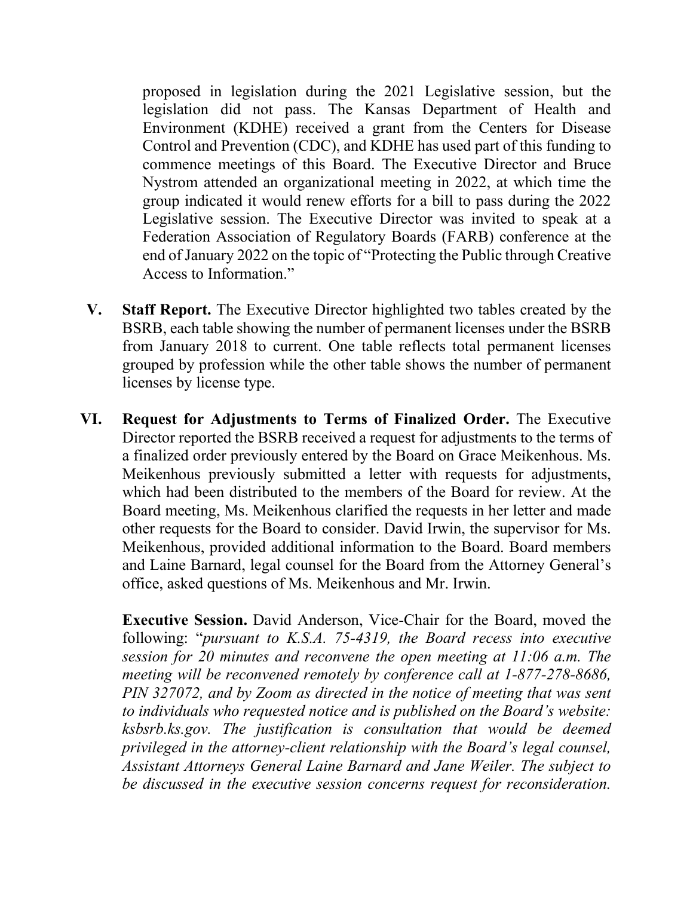proposed in legislation during the 2021 Legislative session, but the legislation did not pass. The Kansas Department of Health and Environment (KDHE) received a grant from the Centers for Disease Control and Prevention (CDC), and KDHE has used part of this funding to commence meetings of this Board. The Executive Director and Bruce Nystrom attended an organizational meeting in 2022, at which time the group indicated it would renew efforts for a bill to pass during the 2022 Legislative session. The Executive Director was invited to speak at a Federation Association of Regulatory Boards (FARB) conference at the end of January 2022 on the topic of "Protecting the Public through Creative Access to Information."

**V. Staff Report.** The Executive Director highlighted two tables created by the BSRB, each table showing the number of permanent licenses under the BSRB from January 2018 to current. One table reflects total permanent licenses grouped by profession while the other table shows the number of permanent licenses by license type.

**VI. Request for Adjustments to Terms of Finalized Order.** The Executive Director reported the BSRB received a request for adjustments to the terms of a finalized order previously entered by the Board on Grace Meikenhous. Ms. Meikenhous previously submitted a letter with requests for adjustments, which had been distributed to the members of the Board for review. At the Board meeting, Ms. Meikenhous clarified the requests in her letter and made other requests for the Board to consider. David Irwin, the supervisor for Ms. Meikenhous, provided additional information to the Board. Board members and Laine Barnard, legal counsel for the Board from the Attorney General's office, asked questions of Ms. Meikenhous and Mr. Irwin.

**Executive Session.** David Anderson, Vice-Chair for the Board, moved the following: "*pursuant to K.S.A. 75-4319, the Board recess into executive session for 20 minutes and reconvene the open meeting at 11:06 a.m. The meeting will be reconvened remotely by conference call at 1-877-278-8686, PIN 327072, and by Zoom as directed in the notice of meeting that was sent to individuals who requested notice and is published on the Board's website: ksbsrb.ks.gov. The justification is consultation that would be deemed privileged in the attorney-client relationship with the Board's legal counsel, Assistant Attorneys General Laine Barnard and Jane Weiler. The subject to be discussed in the executive session concerns request for reconsideration.*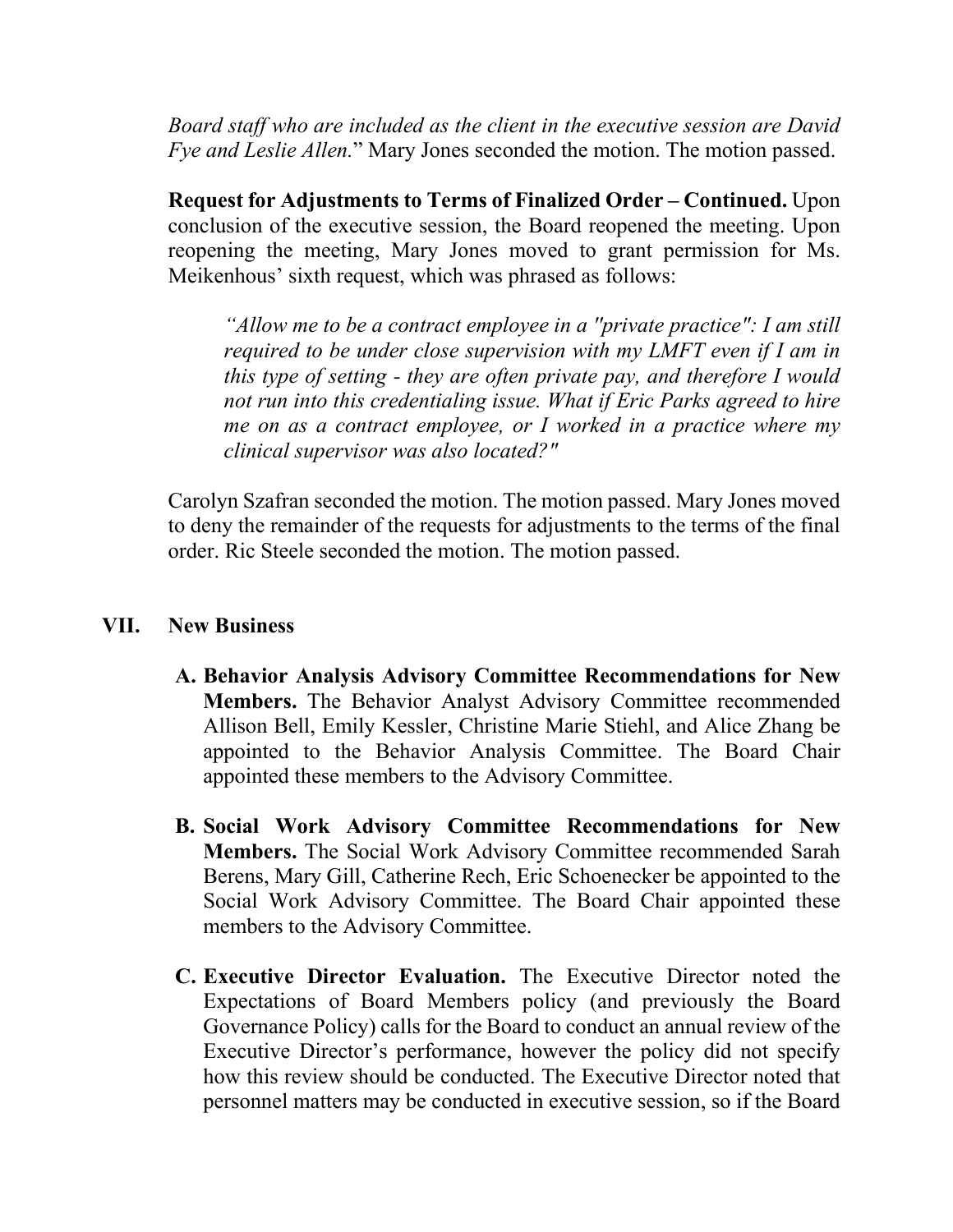*Board staff who are included as the client in the executive session are David Fye and Leslie Allen.*" Mary Jones seconded the motion. The motion passed.

**Request for Adjustments to Terms of Finalized Order – Continued.** Upon conclusion of the executive session, the Board reopened the meeting. Upon reopening the meeting, Mary Jones moved to grant permission for Ms. Meikenhous' sixth request, which was phrased as follows:

> *"Allow me to be a contract employee in a "private practice": I am still required to be under close supervision with my LMFT even if I am in this type of setting - they are often private pay, and therefore I would not run into this credentialing issue. What if Eric Parks agreed to hire me on as a contract employee, or I worked in a practice where my clinical supervisor was also located?"*

Carolyn Szafran seconded the motion. The motion passed. Mary Jones moved to deny the remainder of the requests for adjustments to the terms of the final order. Ric Steele seconded the motion. The motion passed.

## VII. New Business

**A. Behavior Analysis Advisory Committee Recommendations for New Members.** The Behavior Analyst Advisory Committee recommended Allison Bell, Emily Kessler, Christine Marie Stiehl, and Alice Zhang be appointed to the Behavior Analysis Committee. The Board Chair appointed these members to the Advisory Committee.

**B. Social Work Advisory Committee Recommendations for New Members.** The Social Work Advisory Committee recommended Sarah Berens, Mary Gill, Catherine Rech, Eric Schoenecker be appointed to the Social Work Advisory Committee. The Board Chair appointed these members to the Advisory Committee.

**C. Executive Director Evaluation.** The Executive Director noted the Expectations of Board Members policy (and previously the Board Governance Policy) calls for the Board to conduct an annual review of the Executive Director's performance, however the policy did not specify how this review should be conducted. The Executive Director noted that personnel matters may be conducted in executive session, so if the Board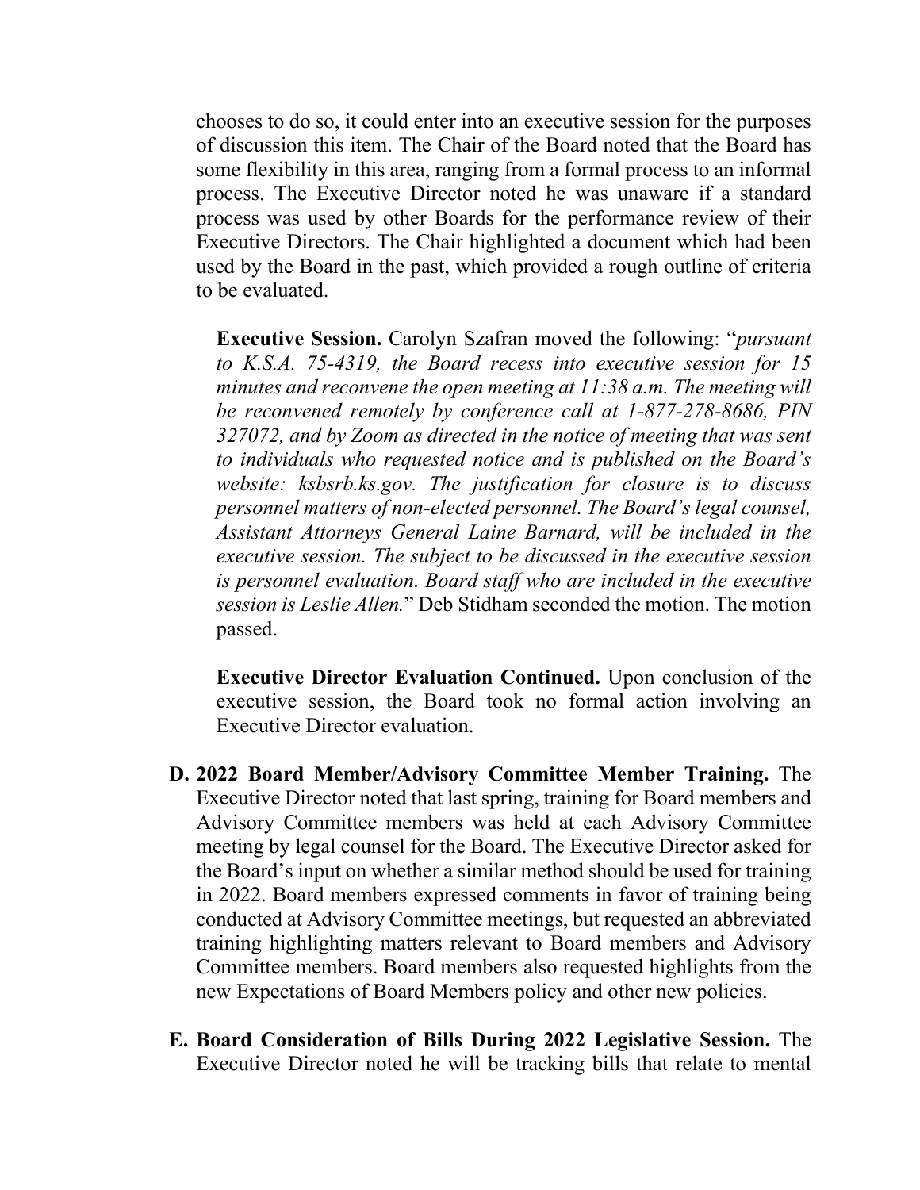chooses to do so, it could enter into an executive session for the purposes of discussion this item. The Chair of the Board noted that the Board has some flexibility in this area, ranging from a formal process to an informal process. The Executive Director noted he was unaware if a standard process was used by other Boards for the performance review of their Executive Directors. The Chair highlighted a document which had been used by the Board in the past, which provided a rough outline of criteria to be evaluated.

**Executive Session.** Carolyn Szafran moved the following: "*pursuant to K.S.A. 75-4319, the Board recess into executive session for 15 minutes and reconvene the open meeting at 11:38 a.m. The meeting will be reconvened remotely by conference call at 1-877-278-8686, PIN 327072, and by Zoom as directed in the notice of meeting that was sent to individuals who requested notice and is published on the Board's website: ksbsrb.ks.gov. The justification for closure is to discuss personnel matters of non-elected personnel. The Board's legal counsel, Assistant Attorneys General Laine Barnard, will be included in the executive session. The subject to be discussed in the executive session is personnel evaluation. Board staff who are included in the executive session is Leslie Allen.*" Deb Stidham seconded the motion. The motion passed.

**Executive Director Evaluation Continued.** Upon conclusion of the executive session, the Board took no formal action involving an Executive Director evaluation.

**D. 2022 Board Member/Advisory Committee Member Training.** The Executive Director noted that last spring, training for Board members and Advisory Committee members was held at each Advisory Committee meeting by legal counsel for the Board. The Executive Director asked for the Board's input on whether a similar method should be used for training in 2022. Board members expressed comments in favor of training being conducted at Advisory Committee meetings, but requested an abbreviated training highlighting matters relevant to Board members and Advisory Committee members. Board members also requested highlights from the new Expectations of Board Members policy and other new policies.

**E. Board Consideration of Bills During 2022 Legislative Session.** The Executive Director noted he will be tracking bills that relate to mental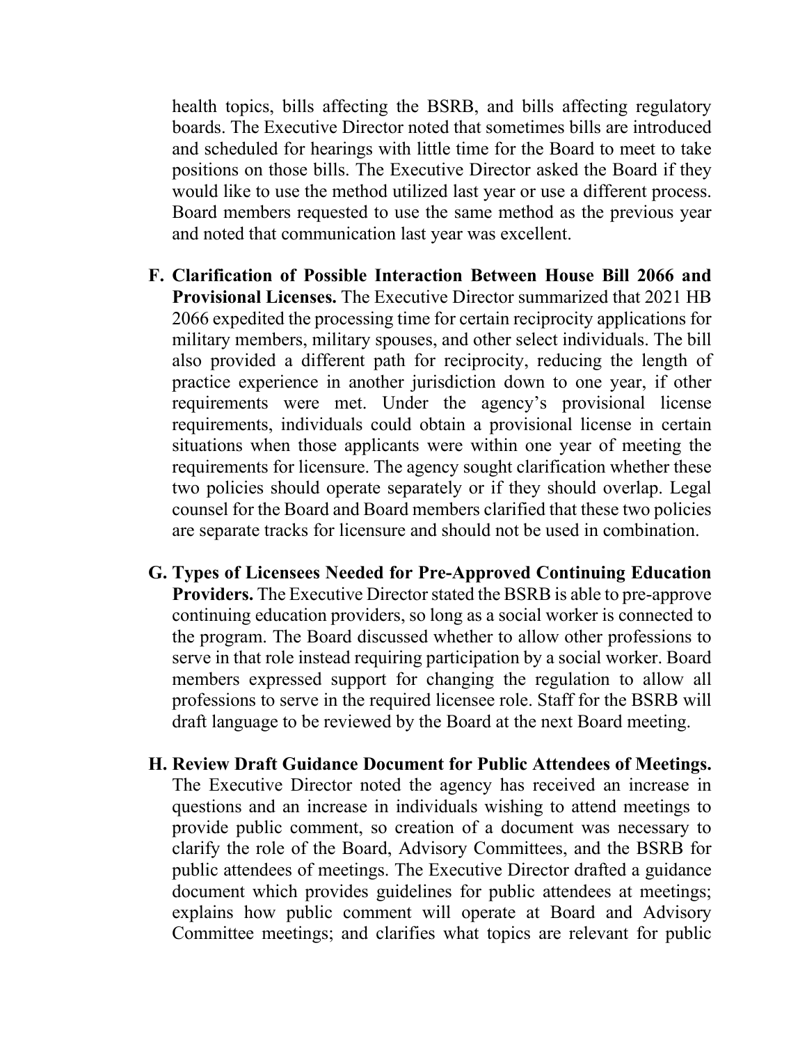health topics, bills affecting the BSRB, and bills affecting regulatory boards. The Executive Director noted that sometimes bills are introduced and scheduled for hearings with little time for the Board to meet to take positions on those bills. The Executive Director asked the Board if they would like to use the method utilized last year or use a different process. Board members requested to use the same method as the previous year and noted that communication last year was excellent.

F. **Clarification of Possible Interaction Between House Bill 2066 and Provisional Licenses.** The Executive Director summarized that 2021 HB 2066 expedited the processing time for certain reciprocity applications for military members, military spouses, and other select individuals. The bill also provided a different path for reciprocity, reducing the length of practice experience in another jurisdiction down to one year, if other requirements were met. Under the agency's provisional license requirements, individuals could obtain a provisional license in certain situations when those applicants were within one year of meeting the requirements for licensure. The agency sought clarification whether these two policies should operate separately or if they should overlap. Legal counsel for the Board and Board members clarified that these two policies are separate tracks for licensure and should not be used in combination.

G. **Types of Licensees Needed for Pre-Approved Continuing Education Providers.** The Executive Director stated the BSRB is able to pre-approve continuing education providers, so long as a social worker is connected to the program. The Board discussed whether to allow other professions to serve in that role instead requiring participation by a social worker. Board members expressed support for changing the regulation to allow all professions to serve in the required licensee role. Staff for the BSRB will draft language to be reviewed by the Board at the next Board meeting.

H. **Review Draft Guidance Document for Public Attendees of Meetings.** The Executive Director noted the agency has received an increase in questions and an increase in individuals wishing to attend meetings to provide public comment, so creation of a document was necessary to clarify the role of the Board, Advisory Committees, and the BSRB for public attendees of meetings. The Executive Director drafted a guidance document which provides guidelines for public attendees at meetings; explains how public comment will operate at Board and Advisory Committee meetings; and clarifies what topics are relevant for public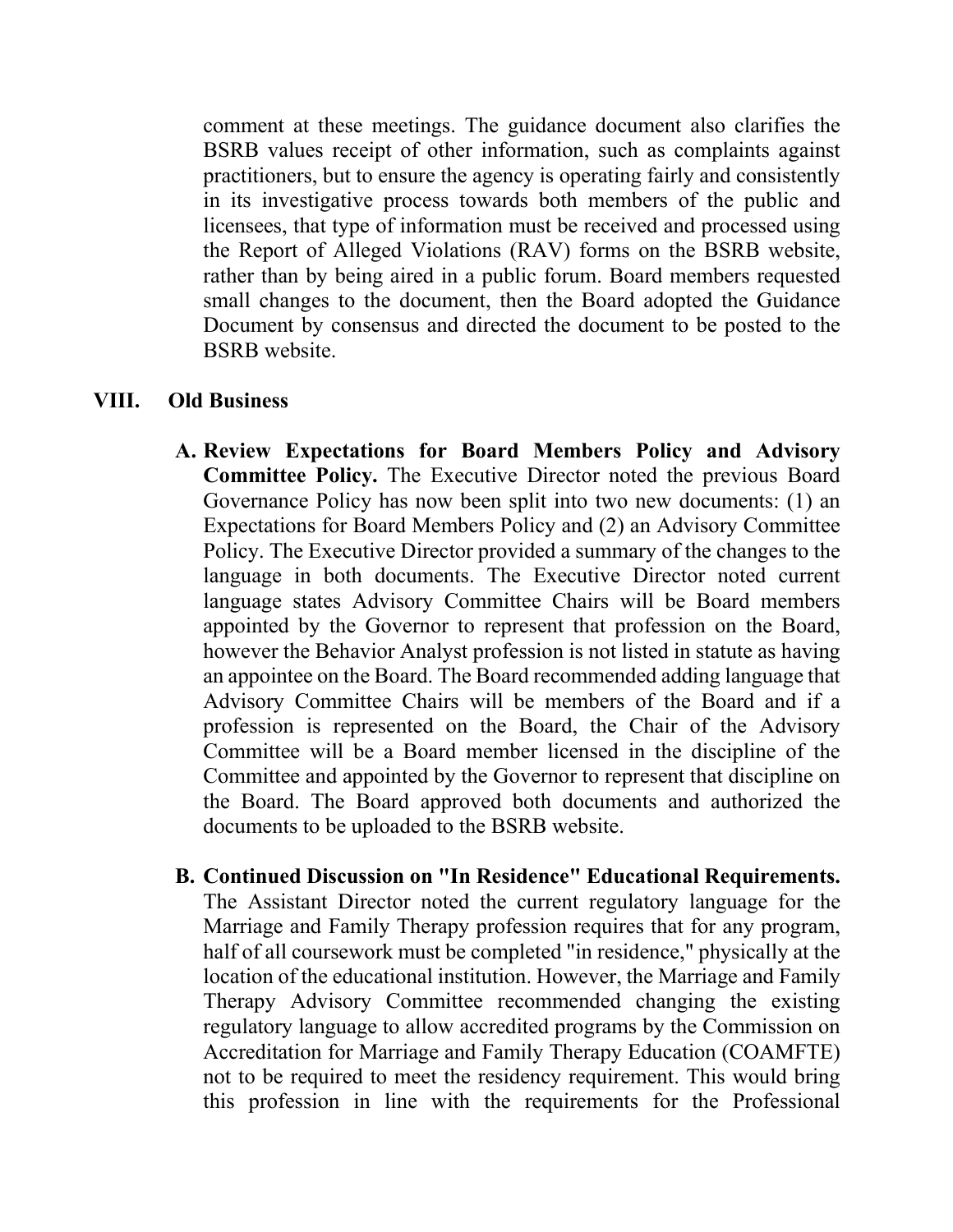comment at these meetings. The guidance document also clarifies the BSRB values receipt of other information, such as complaints against practitioners, but to ensure the agency is operating fairly and consistently in its investigative process towards both members of the public and licensees, that type of information must be received and processed using the Report of Alleged Violations (RAV) forms on the BSRB website, rather than by being aired in a public forum. Board members requested small changes to the document, then the Board adopted the Guidance Document by consensus and directed the document to be posted to the BSRB website.

## VIII. Old Business

A. **Review Expectations for Board Members Policy and Advisory Committee Policy.** The Executive Director noted the previous Board Governance Policy has now been split into two new documents: (1) an Expectations for Board Members Policy and (2) an Advisory Committee Policy. The Executive Director provided a summary of the changes to the language in both documents. The Executive Director noted current language states Advisory Committee Chairs will be Board members appointed by the Governor to represent that profession on the Board, however the Behavior Analyst profession is not listed in statute as having an appointee on the Board. The Board recommended adding language that Advisory Committee Chairs will be members of the Board and if a profession is represented on the Board, the Chair of the Advisory Committee will be a Board member licensed in the discipline of the Committee and appointed by the Governor to represent that discipline on the Board. The Board approved both documents and authorized the documents to be uploaded to the BSRB website.

B. **Continued Discussion on "In Residence" Educational Requirements.** The Assistant Director noted the current regulatory language for the Marriage and Family Therapy profession requires that for any program, half of all coursework must be completed "in residence," physically at the location of the educational institution. However, the Marriage and Family Therapy Advisory Committee recommended changing the existing regulatory language to allow accredited programs by the Commission on Accreditation for Marriage and Family Therapy Education (COAMFTE) not to be required to meet the residency requirement. This would bring this profession in line with the requirements for the Professional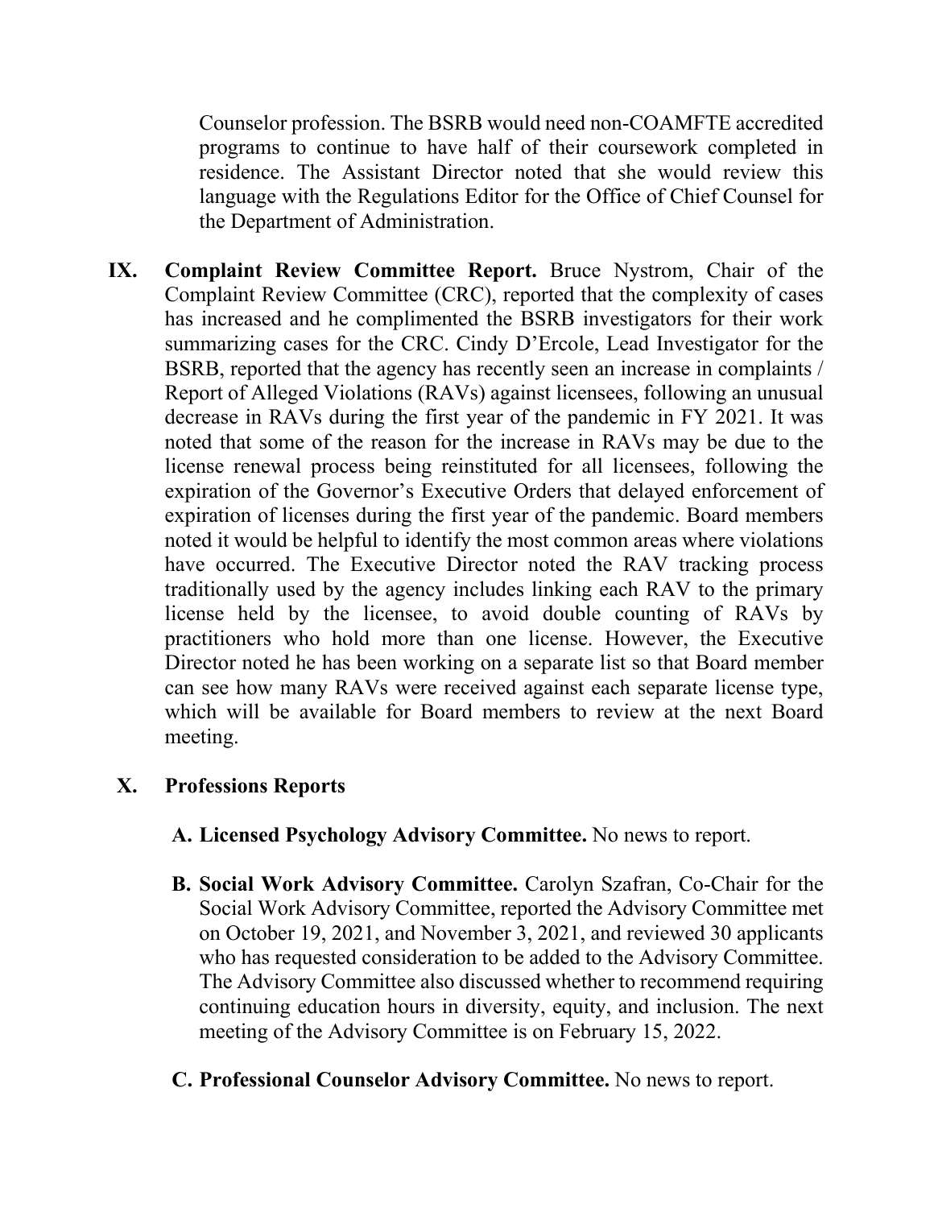Counselor profession. The BSRB would need non-COAMFTE accredited programs to continue to have half of their coursework completed in residence. The Assistant Director noted that she would review this language with the Regulations Editor for the Office of Chief Counsel for the Department of Administration.

**IX. Complaint Review Committee Report.** Bruce Nystrom, Chair of the Complaint Review Committee (CRC), reported that the complexity of cases has increased and he complimented the BSRB investigators for their work summarizing cases for the CRC. Cindy D'Ercole, Lead Investigator for the BSRB, reported that the agency has recently seen an increase in complaints / Report of Alleged Violations (RAVs) against licensees, following an unusual decrease in RAVs during the first year of the pandemic in FY 2021. It was noted that some of the reason for the increase in RAVs may be due to the license renewal process being reinstituted for all licensees, following the expiration of the Governor's Executive Orders that delayed enforcement of expiration of licenses during the first year of the pandemic. Board members noted it would be helpful to identify the most common areas where violations have occurred. The Executive Director noted the RAV tracking process traditionally used by the agency includes linking each RAV to the primary license held by the licensee, to avoid double counting of RAVs by practitioners who hold more than one license. However, the Executive Director noted he has been working on a separate list so that Board member can see how many RAVs were received against each separate license type, which will be available for Board members to review at the next Board meeting.

**X. Professions Reports**

**A. Licensed Psychology Advisory Committee.** No news to report.

**B. Social Work Advisory Committee.** Carolyn Szafran, Co-Chair for the Social Work Advisory Committee, reported the Advisory Committee met on October 19, 2021, and November 3, 2021, and reviewed 30 applicants who has requested consideration to be added to the Advisory Committee. The Advisory Committee also discussed whether to recommend requiring continuing education hours in diversity, equity, and inclusion. The next meeting of the Advisory Committee is on February 15, 2022.

**C. Professional Counselor Advisory Committee.** No news to report.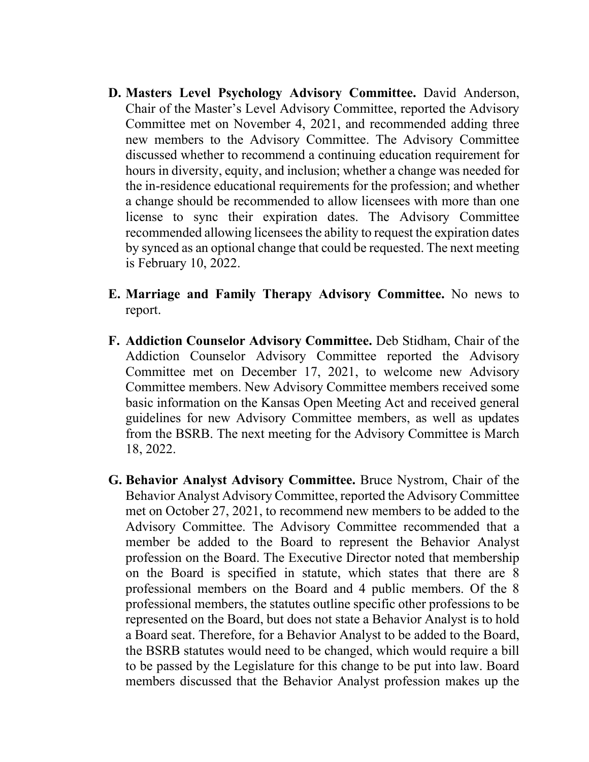D. **Masters Level Psychology Advisory Committee.** David Anderson, Chair of the Master's Level Advisory Committee, reported the Advisory Committee met on November 4, 2021, and recommended adding three new members to the Advisory Committee. The Advisory Committee discussed whether to recommend a continuing education requirement for hours in diversity, equity, and inclusion; whether a change was needed for the in-residence educational requirements for the profession; and whether a change should be recommended to allow licensees with more than one license to sync their expiration dates. The Advisory Committee recommended allowing licensees the ability to request the expiration dates by synced as an optional change that could be requested. The next meeting is February 10, 2022.

E. **Marriage and Family Therapy Advisory Committee.** No news to report.

F. **Addiction Counselor Advisory Committee.** Deb Stidham, Chair of the Addiction Counselor Advisory Committee reported the Advisory Committee met on December 17, 2021, to welcome new Advisory Committee members. New Advisory Committee members received some basic information on the Kansas Open Meeting Act and received general guidelines for new Advisory Committee members, as well as updates from the BSRB. The next meeting for the Advisory Committee is March 18, 2022.

G. **Behavior Analyst Advisory Committee.** Bruce Nystrom, Chair of the Behavior Analyst Advisory Committee, reported the Advisory Committee met on October 27, 2021, to recommend new members to be added to the Advisory Committee. The Advisory Committee recommended that a member be added to the Board to represent the Behavior Analyst profession on the Board. The Executive Director noted that membership on the Board is specified in statute, which states that there are 8 professional members on the Board and 4 public members. Of the 8 professional members, the statutes outline specific other professions to be represented on the Board, but does not state a Behavior Analyst is to hold a Board seat. Therefore, for a Behavior Analyst to be added to the Board, the BSRB statutes would need to be changed, which would require a bill to be passed by the Legislature for this change to be put into law. Board members discussed that the Behavior Analyst profession makes up the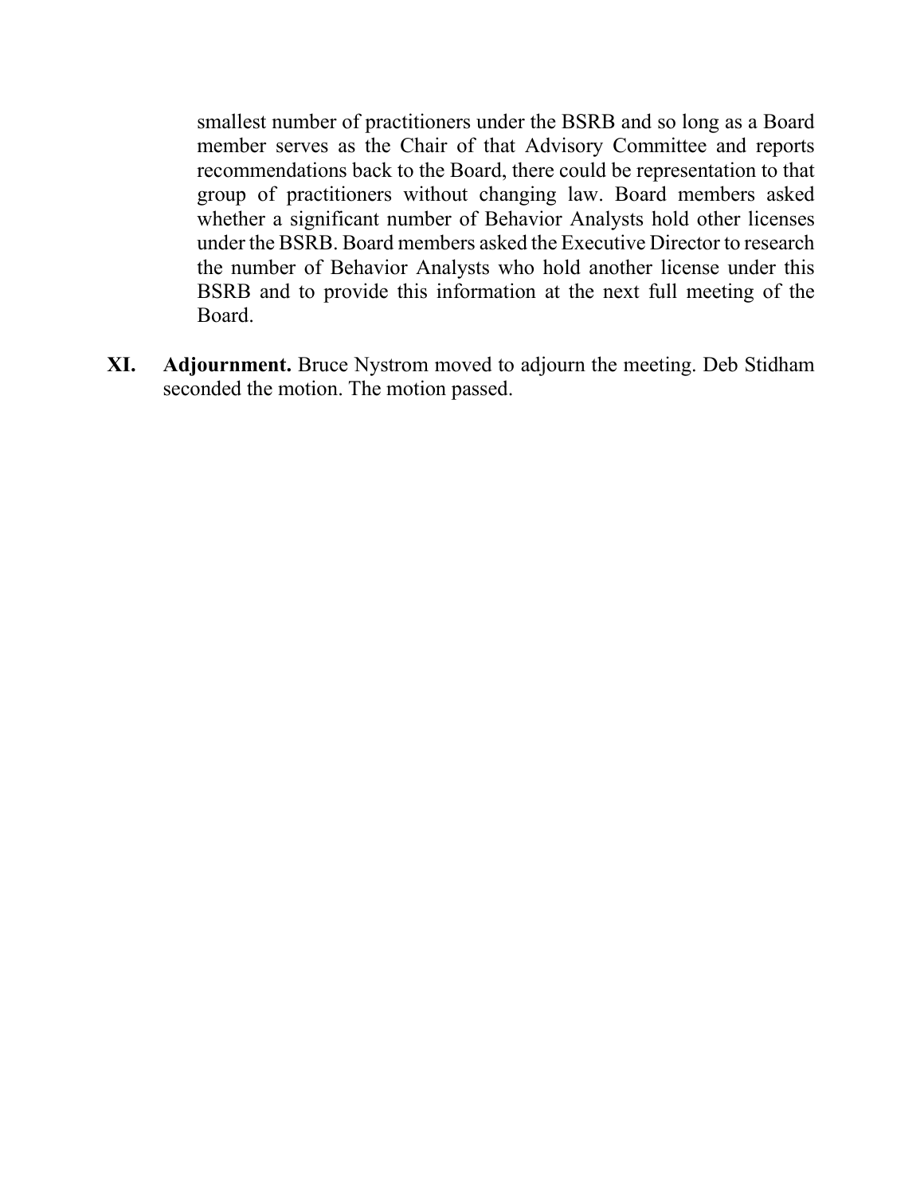smallest number of practitioners under the BSRB and so long as a Board member serves as the Chair of that Advisory Committee and reports recommendations back to the Board, there could be representation to that group of practitioners without changing law. Board members asked whether a significant number of Behavior Analysts hold other licenses under the BSRB. Board members asked the Executive Director to research the number of Behavior Analysts who hold another license under this BSRB and to provide this information at the next full meeting of the Board.

**XI. Adjournment.** Bruce Nystrom moved to adjourn the meeting. Deb Stidham seconded the motion. The motion passed.